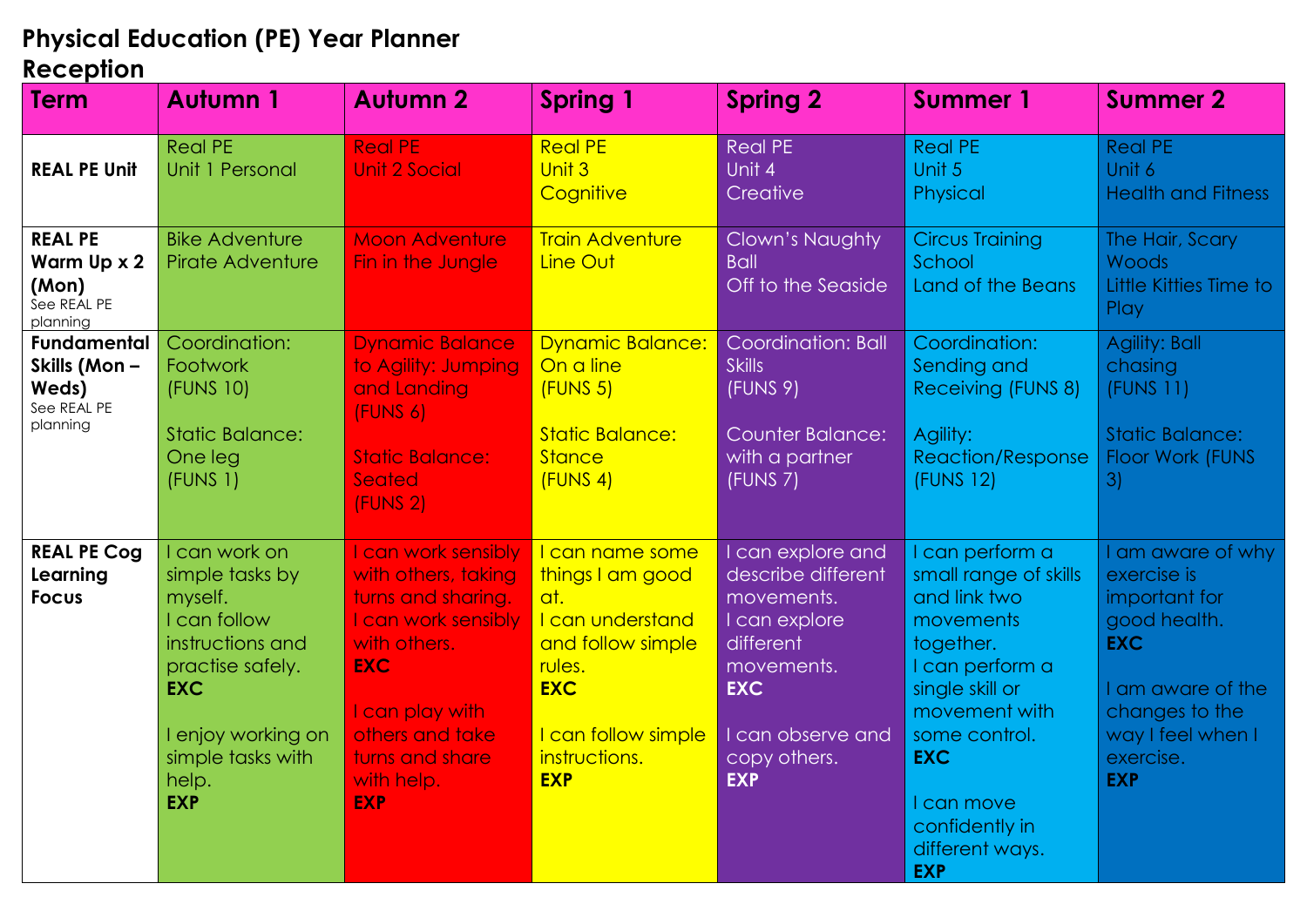# Physical Education (PE) Year Planner

## Reception

| Term | Autumn 1 | Autumn 2 | Spring 1 | Spring 2 | Summer 1 | Summer 2 |
|---|---|---|---|---|---|---|
| **REAL PE Unit** | Real PE<br>Unit 1 Personal | Real PE<br>Unit 2 Social | Real PE<br>Unit 3<br>Cognitive | Real PE<br>Unit 4<br>Creative | Real PE<br>Unit 5<br>Physical | Real PE<br>Unit 6<br>Health and Fitness |
| **REAL PE Warm Up x 2 (Mon)**<br>See REAL PE planning | Bike Adventure<br>Pirate Adventure | Moon Adventure<br>Fin in the Jungle | Train Adventure<br>Line Out | Clown's Naughty Ball<br>Off to the Seaside | Circus Training School<br>Land of the Beans | The Hair, Scary Woods<br>Little Kitties Time to Play |
| **Fundamental Skills (Mon – Weds)**<br>See REAL PE planning | Coordination: Footwork<br>(FUNS 10)<br><br>Static Balance: One leg<br>(FUNS 1) | Dynamic Balance to Agility: Jumping and Landing<br>(FUNS 6)<br><br>Static Balance: Seated<br>(FUNS 2) | Dynamic Balance: On a line<br>(FUNS 5)<br><br>Static Balance: Stance<br>(FUNS 4) | Coordination: Ball Skills<br>(FUNS 9)<br><br>Counter Balance: with a partner<br>(FUNS 7) | Coordination: Sending and Receiving (FUNS 8)<br><br>Agility: Reaction/Response<br>(FUNS 12) | Agility: Ball chasing<br>(FUNS 11)<br><br>Static Balance: Floor Work (FUNS 3) |
| **REAL PE Cog Learning Focus** | I can work on simple tasks by myself.<br>I can follow instructions and practise safely.<br>**EXC**<br><br>I enjoy working on simple tasks with help.<br>**EXP** | I can work sensibly with others, taking turns and sharing.<br>I can work sensibly with others.<br>**EXC**<br><br>I can play with others and take turns and share with help.<br>**EXP** | I can name some things I am good at.<br>I can understand and follow simple rules.<br>**EXC**<br><br>I can follow simple instructions.<br>**EXP** | I can explore and describe different movements.<br>I can explore different movements.<br>**EXC**<br><br>I can observe and copy others.<br>**EXP** | I can perform a small range of skills and link two movements together.<br>I can perform a single skill or movement with some control.<br>**EXC**<br><br>I can move confidently in different ways.<br>**EXP** | I am aware of why exercise is important for good health.<br>**EXC**<br><br>I am aware of the changes to the way I feel when I exercise.<br>**EXP** |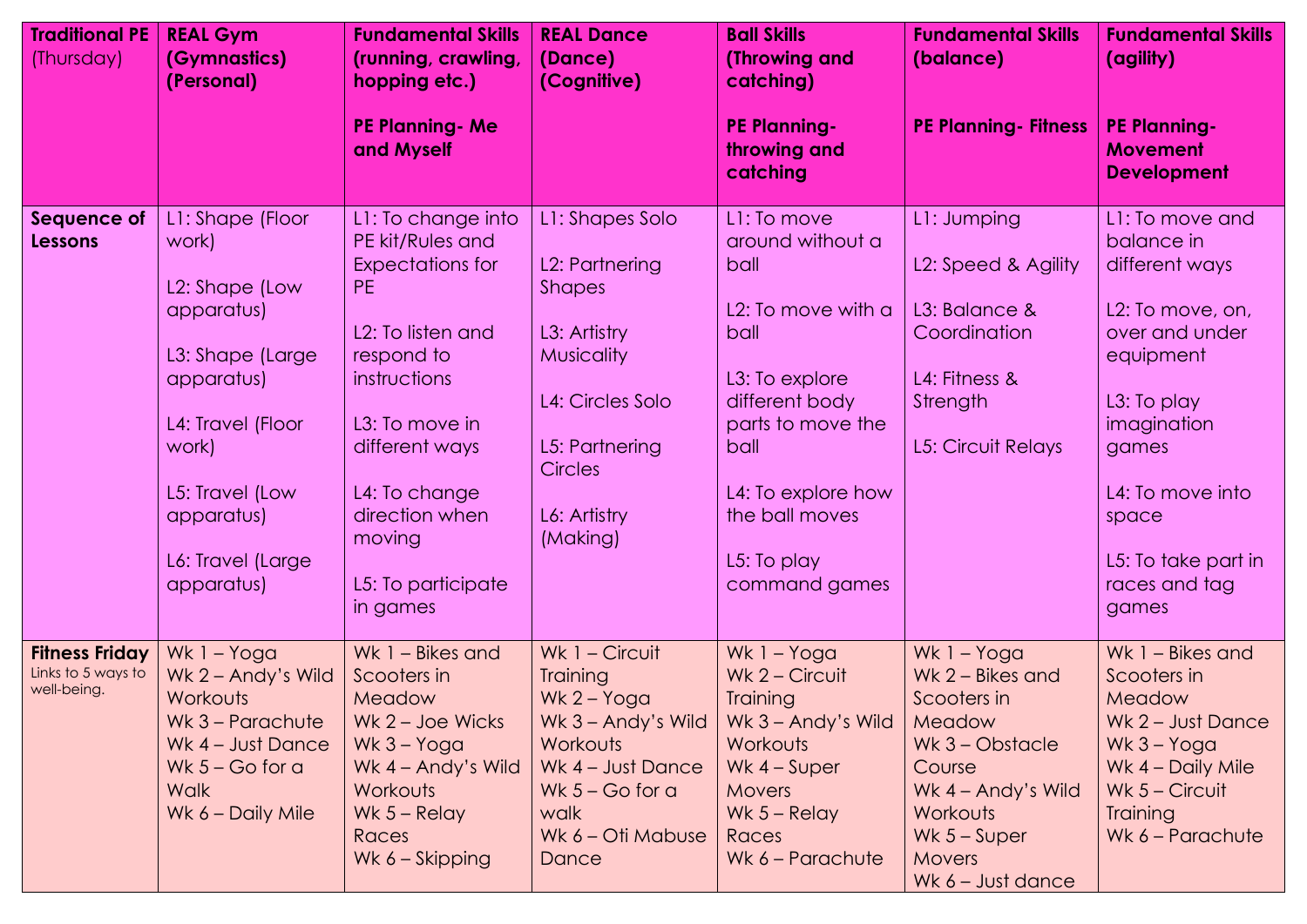| **Traditional PE** (Thursday) | **REAL Gym (Gymnastics) (Personal)** | **Fundamental Skills (running, crawling, hopping etc.)**<br><br>**PE Planning- Me and Myself** | **REAL Dance (Dance) (Cognitive)** | **Ball Skills (Throwing and catching)**<br><br>**PE Planning- throwing and catching** | **Fundamental Skills (balance)**<br><br>**PE Planning- Fitness** | **Fundamental Skills (agility)**<br><br>**PE Planning- Movement Development** |
|---|---|---|---|---|---|---|
| **Sequence of Lessons** | L1: Shape (Floor work)<br><br>L2: Shape (Low apparatus)<br><br>L3: Shape (Large apparatus)<br><br>L4: Travel (Floor work)<br><br>L5: Travel (Low apparatus)<br><br>L6: Travel (Large apparatus) | L1: To change into PE kit/Rules and Expectations for PE<br><br>L2: To listen and respond to instructions<br><br>L3: To move in different ways<br><br>L4: To change direction when moving<br><br>L5: To participate in games | L1: Shapes Solo<br><br>L2: Partnering Shapes<br><br>L3: Artistry Musicality<br><br>L4: Circles Solo<br><br>L5: Partnering Circles<br><br>L6: Artistry (Making) | L1: To move around without a ball<br><br>L2: To move with a ball<br><br>L3: To explore different body parts to move the ball<br><br>L4: To explore how the ball moves<br><br>L5: To play command games | L1: Jumping<br><br>L2: Speed & Agility<br><br>L3: Balance & Coordination<br><br>L4: Fitness & Strength<br><br>L5: Circuit Relays | L1: To move and balance in different ways<br><br>L2: To move, on, over and under equipment<br><br>L3: To play imagination games<br><br>L4: To move into space<br><br>L5: To take part in races and tag games |
| **Fitness Friday**<br>Links to 5 ways to well-being. | Wk 1 – Yoga<br>Wk 2 – Andy's Wild Workouts<br>Wk 3 – Parachute<br>Wk 4 – Just Dance<br>Wk 5 – Go for a Walk<br>Wk 6 – Daily Mile | Wk 1 – Bikes and Scooters in Meadow<br>Wk 2 – Joe Wicks<br>Wk 3 – Yoga<br>Wk 4 – Andy's Wild Workouts<br>Wk 5 – Relay Races<br>Wk 6 – Skipping | Wk 1 – Circuit Training<br>Wk 2 – Yoga<br>Wk 3 – Andy's Wild Workouts<br>Wk 4 – Just Dance<br>Wk 5 – Go for a walk<br>Wk 6 – Oti Mabuse Dance | Wk 1 – Yoga<br>Wk 2 – Circuit Training<br>Wk 3 – Andy's Wild Workouts<br>Wk 4 – Super Movers<br>Wk 5 – Relay Races<br>Wk 6 – Parachute | Wk 1 – Yoga<br>Wk 2 – Bikes and Scooters in Meadow<br>Wk 3 – Obstacle Course<br>Wk 4 – Andy's Wild Workouts<br>Wk 5 – Super Movers<br>Wk 6 – Just dance | Wk 1 – Bikes and Scooters in Meadow<br>Wk 2 – Just Dance<br>Wk 3 – Yoga<br>Wk 4 – Daily Mile<br>Wk 5 – Circuit Training<br>Wk 6 – Parachute |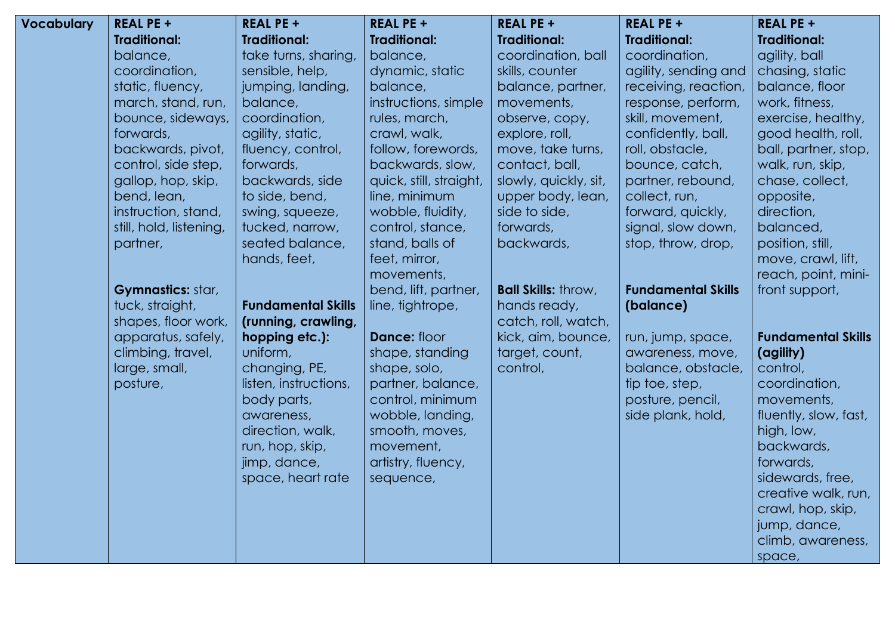| | | | | | | |
|---|---|---|---|---|---|---|
| **Vocabulary** | **REAL PE + Traditional:** balance, coordination, static, fluency, march, stand, run, bounce, sideways, forwards, backwards, pivot, control, side step, gallop, hop, skip, bend, lean, instruction, stand, still, hold, listening, partner,<br><br>**Gymnastics:** star, tuck, straight, shapes, floor work, apparatus, safely, climbing, travel, large, small, posture, | **REAL PE + Traditional:** take turns, sharing, sensible, help, jumping, landing, balance, coordination, agility, static, fluency, control, forwards, backwards, side to side, bend, swing, squeeze, tucked, narrow, seated balance, hands, feet,<br><br>**Fundamental Skills (running, crawling, hopping etc.):** uniform, changing, PE, listen, instructions, body parts, awareness, direction, walk, run, hop, skip, jimp, dance, space, heart rate | **REAL PE + Traditional:** balance, dynamic, static balance, instructions, simple rules, march, crawl, walk, follow, forewords, backwards, slow, quick, still, straight, line, minimum wobble, fluidity, control, stance, stand, balls of feet, mirror, movements, bend, lift, partner, line, tightrope,<br><br>**Dance:** floor shape, standing shape, solo, partner, balance, control, minimum wobble, landing, smooth, moves, movement, artistry, fluency, sequence, | **REAL PE + Traditional:** coordination, ball skills, counter balance, partner, movements, observe, copy, explore, roll, move, take turns, contact, ball, slowly, quickly, sit, upper body, lean, side to side, forwards, backwards,<br><br>**Ball Skills:** throw, hands ready, catch, roll, watch, kick, aim, bounce, target, count, control, | **REAL PE + Traditional:** coordination, agility, sending and receiving, reaction, response, perform, skill, movement, confidently, ball, roll, obstacle, bounce, catch, partner, rebound, collect, run, forward, quickly, signal, slow down, stop, throw, drop,<br><br>**Fundamental Skills (balance)**<br><br>run, jump, space, awareness, move, balance, obstacle, tip toe, step, posture, pencil, side plank, hold, | **REAL PE + Traditional:** agility, ball chasing, static balance, floor work, fitness, exercise, healthy, good health, roll, ball, partner, stop, walk, run, skip, chase, collect, opposite, direction, balanced, position, still, move, crawl, lift, reach, point, mini-front support,<br><br>**Fundamental Skills (agility)** control, coordination, movements, fluently, slow, fast, high, low, backwards, forwards, sidewards, free, creative walk, run, crawl, hop, skip, jump, dance, climb, awareness, space, |